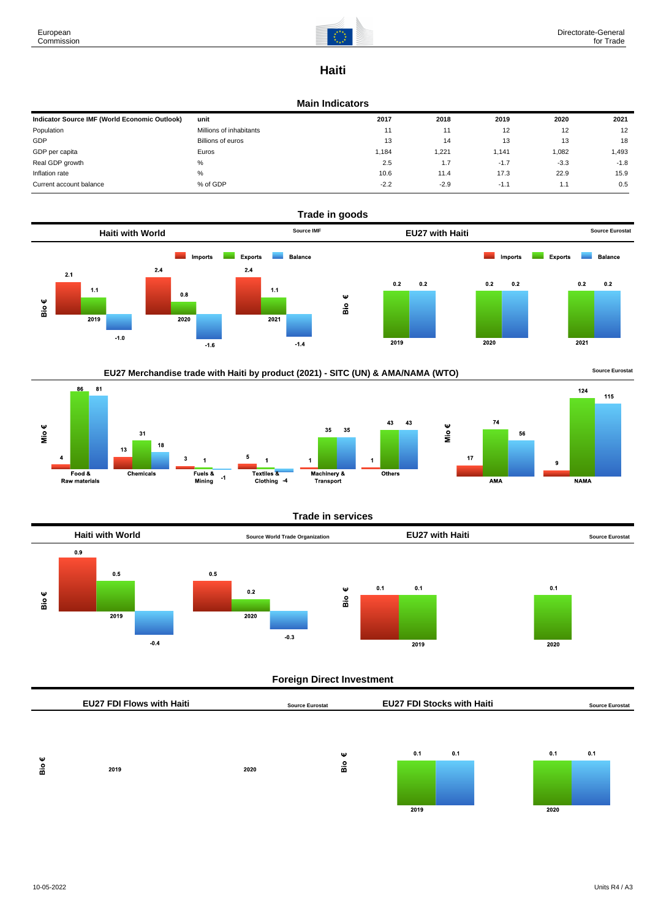# Haiti

## Main Indicators

| Indicator Source IMF (World Economic Outlook) | unit | 2017 | 2018 | 2019 | 2020 | 2021 |
|---|---|---|---|---|---|---|
| Population | Millions of inhabitants | 11 | 11 | 12 | 12 | 12 |
| GDP | Billions of euros | 13 | 14 | 13 | 13 | 18 |
| GDP per capita | Euros | 1,184 | 1,221 | 1,141 | 1,082 | 1,493 |
| Real GDP growth | % | 2.5 | 1.7 | -1.7 | -3.3 | -1.8 |
| Inflation rate | % | 10.6 | 11.4 | 17.3 | 22.9 | 15.9 |
| Current account balance | % of GDP | -2.2 | -2.9 | -1.1 | 1.1 | 0.5 |

## Trade in goods

### Haiti with World

Source IMF

Bio €

| | Imports | Exports | Balance |
|---|---|---|---|
| 2019 | 2.1 | 1.1 | -1.0 |
| 2020 | 2.4 | 0.8 | -1.6 |
| 2021 | 2.4 | 1.1 | -1.4 |

### EU27 with Haiti

Source Eurostat

Bio €

| | Imports | Exports | Balance |
|---|---|---|---|
| 2019 | | 0.2 | 0.2 |
| 2020 | | 0.2 | 0.2 |
| 2021 | | 0.2 | 0.2 |

### EU27 Merchandise trade with Haiti by product (2021) - SITC (UN) & AMA/NAMA (WTO)

Source Eurostat

Mio €

| | Imports | Exports | Balance |
|---|---|---|---|
| Food & Raw materials | 4 | 86 | 81 |
| Chemicals | 13 | 31 | 18 |
| Fuels & Mining | 3 | 1 | -1 |
| Textiles & Clothing | 5 | 1 | -4 |
| Machinery & Transport | 1 | 35 | 35 |
| Others | 1 | 43 | 43 |
| AMA | 17 | 74 | 56 |
| NAMA | 9 | 124 | 115 |

## Trade in services

### Haiti with World

Source World Trade Organization

Bio €

| | Imports | Exports | Balance |
|---|---|---|---|
| 2019 | 0.9 | 0.5 | -0.4 |
| 2020 | 0.5 | 0.2 | -0.3 |

### EU27 with Haiti

Source Eurostat

Bio €

| | Imports | Exports | Balance |
|---|---|---|---|
| 2019 | 0.1 | 0.1 | |
| 2020 | | 0.1 | |

## Foreign Direct Investment

### EU27 FDI Flows with Haiti

Source Eurostat

Bio €

| | Outflows | Inflows |
|---|---|---|
| 2019 | | |
| 2020 | | |

### EU27 FDI Stocks with Haiti

Source Eurostat

Bio €

| | | |
|---|---|---|
| 2019 | 0.1 | 0.1 |
| 2020 | 0.1 | 0.1 |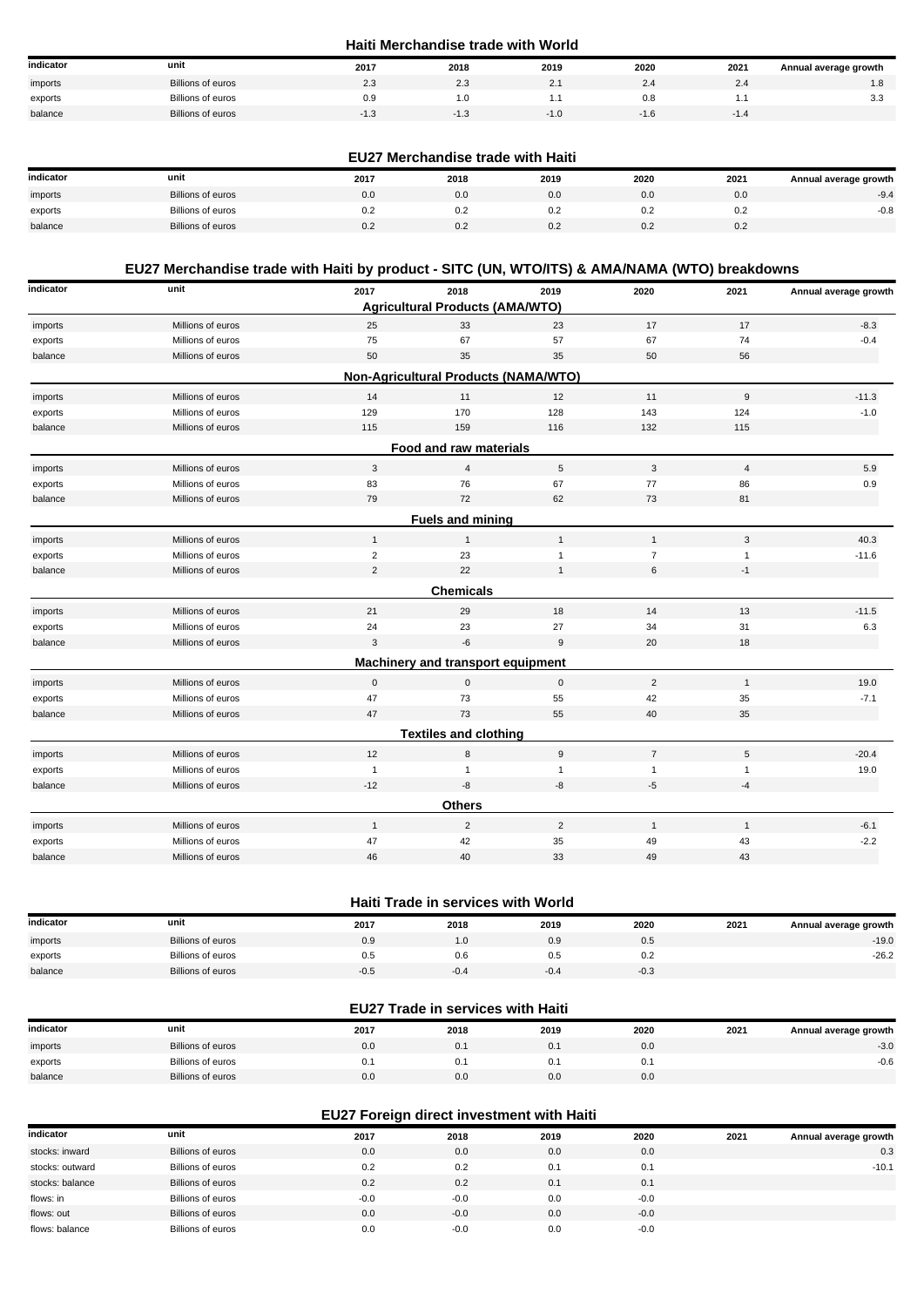### Haiti Merchandise trade with World

| indicator | unit | 2017 | 2018 | 2019 | 2020 | 2021 | Annual average growth |
|---|---|---|---|---|---|---|---|
| imports | Billions of euros | 2.3 | 2.3 | 2.1 | 2.4 | 2.4 | 1.8 |
| exports | Billions of euros | 0.9 | 1.0 | 1.1 | 0.8 | 1.1 | 3.3 |
| balance | Billions of euros | -1.3 | -1.3 | -1.0 | -1.6 | -1.4 | |

### EU27 Merchandise trade with Haiti

| indicator | unit | 2017 | 2018 | 2019 | 2020 | 2021 | Annual average growth |
|---|---|---|---|---|---|---|---|
| imports | Billions of euros | 0.0 | 0.0 | 0.0 | 0.0 | 0.0 | -9.4 |
| exports | Billions of euros | 0.2 | 0.2 | 0.2 | 0.2 | 0.2 | -0.8 |
| balance | Billions of euros | 0.2 | 0.2 | 0.2 | 0.2 | 0.2 | |

### EU27 Merchandise trade with Haiti by product - SITC (UN, WTO/ITS) & AMA/NAMA (WTO) breakdowns

| indicator | unit | 2017 | 2018 | 2019 | 2020 | 2021 | Annual average growth |
|---|---|---|---|---|---|---|---|
| | | | **Agricultural Products (AMA/WTO)** | | | | |
| imports | Millions of euros | 25 | 33 | 23 | 17 | 17 | -8.3 |
| exports | Millions of euros | 75 | 67 | 57 | 67 | 74 | -0.4 |
| balance | Millions of euros | 50 | 35 | 35 | 50 | 56 | |
| | | | **Non-Agricultural Products (NAMA/WTO)** | | | | |
| imports | Millions of euros | 14 | 11 | 12 | 11 | 9 | -11.3 |
| exports | Millions of euros | 129 | 170 | 128 | 143 | 124 | -1.0 |
| balance | Millions of euros | 115 | 159 | 116 | 132 | 115 | |
| | | | **Food and raw materials** | | | | |
| imports | Millions of euros | 3 | 4 | 5 | 3 | 4 | 5.9 |
| exports | Millions of euros | 83 | 76 | 67 | 77 | 86 | 0.9 |
| balance | Millions of euros | 79 | 72 | 62 | 73 | 81 | |
| | | | **Fuels and mining** | | | | |
| imports | Millions of euros | 1 | 1 | 1 | 1 | 3 | 40.3 |
| exports | Millions of euros | 2 | 23 | 1 | 7 | 1 | -11.6 |
| balance | Millions of euros | 2 | 22 | 1 | 6 | -1 | |
| | | | **Chemicals** | | | | |
| imports | Millions of euros | 21 | 29 | 18 | 14 | 13 | -11.5 |
| exports | Millions of euros | 24 | 23 | 27 | 34 | 31 | 6.3 |
| balance | Millions of euros | 3 | -6 | 9 | 20 | 18 | |
| | | | **Machinery and transport equipment** | | | | |
| imports | Millions of euros | 0 | 0 | 0 | 2 | 1 | 19.0 |
| exports | Millions of euros | 47 | 73 | 55 | 42 | 35 | -7.1 |
| balance | Millions of euros | 47 | 73 | 55 | 40 | 35 | |
| | | | **Textiles and clothing** | | | | |
| imports | Millions of euros | 12 | 8 | 9 | 7 | 5 | -20.4 |
| exports | Millions of euros | 1 | 1 | 1 | 1 | 1 | 19.0 |
| balance | Millions of euros | -12 | -8 | -8 | -5 | -4 | |
| | | | **Others** | | | | |
| imports | Millions of euros | 1 | 2 | 2 | 1 | 1 | -6.1 |
| exports | Millions of euros | 47 | 42 | 35 | 49 | 43 | -2.2 |
| balance | Millions of euros | 46 | 40 | 33 | 49 | 43 | |

### Haiti Trade in services with World

| indicator | unit | 2017 | 2018 | 2019 | 2020 | 2021 | Annual average growth |
|---|---|---|---|---|---|---|---|
| imports | Billions of euros | 0.9 | 1.0 | 0.9 | 0.5 | | -19.0 |
| exports | Billions of euros | 0.5 | 0.6 | 0.5 | 0.2 | | -26.2 |
| balance | Billions of euros | -0.5 | -0.4 | -0.4 | -0.3 | | |

### EU27 Trade in services with Haiti

| indicator | unit | 2017 | 2018 | 2019 | 2020 | 2021 | Annual average growth |
|---|---|---|---|---|---|---|---|
| imports | Billions of euros | 0.0 | 0.1 | 0.1 | 0.0 | | -3.0 |
| exports | Billions of euros | 0.1 | 0.1 | 0.1 | 0.1 | | -0.6 |
| balance | Billions of euros | 0.0 | 0.0 | 0.0 | 0.0 | | |

### EU27 Foreign direct investment with Haiti

| indicator | unit | 2017 | 2018 | 2019 | 2020 | 2021 | Annual average growth |
|---|---|---|---|---|---|---|---|
| stocks: inward | Billions of euros | 0.0 | 0.0 | 0.0 | 0.0 | | 0.3 |
| stocks: outward | Billions of euros | 0.2 | 0.2 | 0.1 | 0.1 | | -10.1 |
| stocks: balance | Billions of euros | 0.2 | 0.2 | 0.1 | 0.1 | | |
| flows: in | Billions of euros | -0.0 | -0.0 | 0.0 | -0.0 | | |
| flows: out | Billions of euros | 0.0 | -0.0 | 0.0 | -0.0 | | |
| flows: balance | Billions of euros | 0.0 | -0.0 | 0.0 | -0.0 | | |